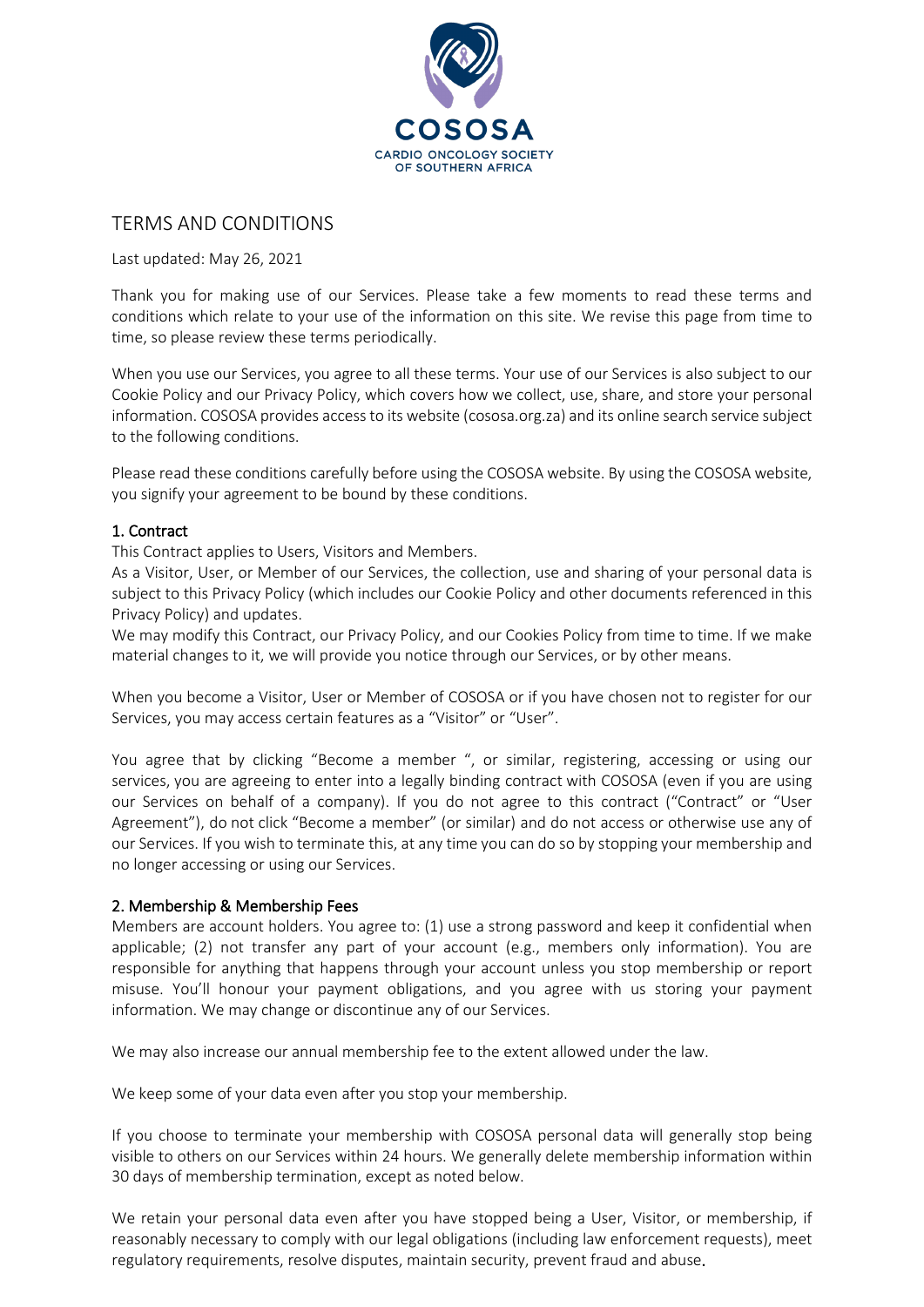COSOSA

CARDIO ONCOLOGY SOCIETY OF SOUTHERN AFRICA

# TERMS AND CONDITIONS

Last updated: May 26, 2021

Thank you for making use of our Services. Please take a few moments to read these terms and conditions which relate to your use of the information on this site. We revise this page from time to time, so please review these terms periodically.

When you use our Services, you agree to all these terms. Your use of our Services is also subject to our Cookie Policy and our Privacy Policy, which covers how we collect, use, share, and store your personal information. COSOSA provides access to its website (cososa.org.za) and its online search service subject to the following conditions.

Please read these conditions carefully before using the COSOSA website. By using the COSOSA website, you signify your agreement to be bound by these conditions.

## 1. Contract

This Contract applies to Users, Visitors and Members.

As a Visitor, User, or Member of our Services, the collection, use and sharing of your personal data is subject to this Privacy Policy (which includes our Cookie Policy and other documents referenced in this Privacy Policy) and updates.

We may modify this Contract, our Privacy Policy, and our Cookies Policy from time to time. If we make material changes to it, we will provide you notice through our Services, or by other means.

When you become a Visitor, User or Member of COSOSA or if you have chosen not to register for our Services, you may access certain features as a "Visitor" or "User".

You agree that by clicking "Become a member ", or similar, registering, accessing or using our services, you are agreeing to enter into a legally binding contract with COSOSA (even if you are using our Services on behalf of a company). If you do not agree to this contract ("Contract" or "User Agreement"), do not click "Become a member" (or similar) and do not access or otherwise use any of our Services. If you wish to terminate this, at any time you can do so by stopping your membership and no longer accessing or using our Services.

## 2. Membership & Membership Fees

Members are account holders. You agree to: (1) use a strong password and keep it confidential when applicable; (2) not transfer any part of your account (e.g., members only information). You are responsible for anything that happens through your account unless you stop membership or report misuse. You'll honour your payment obligations, and you agree with us storing your payment information. We may change or discontinue any of our Services.

We may also increase our annual membership fee to the extent allowed under the law.

We keep some of your data even after you stop your membership.

If you choose to terminate your membership with COSOSA personal data will generally stop being visible to others on our Services within 24 hours. We generally delete membership information within 30 days of membership termination, except as noted below.

We retain your personal data even after you have stopped being a User, Visitor, or membership, if reasonably necessary to comply with our legal obligations (including law enforcement requests), meet regulatory requirements, resolve disputes, maintain security, prevent fraud and abuse.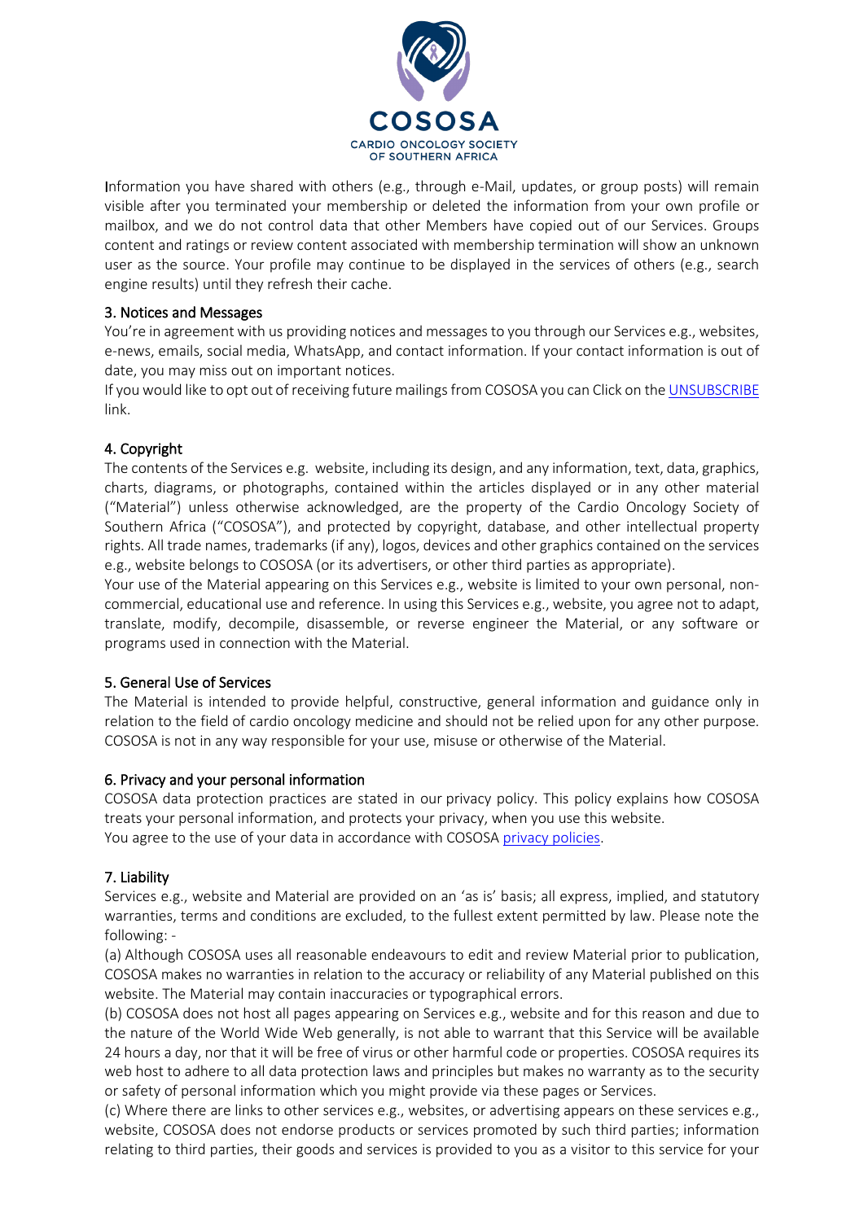Information you have shared with others (e.g., through e-Mail, updates, or group posts) will remain visible after you terminated your membership or deleted the information from your own profile or mailbox, and we do not control data that other Members have copied out of our Services. Groups content and ratings or review content associated with membership termination will show an unknown user as the source. Your profile may continue to be displayed in the services of others (e.g., search engine results) until they refresh their cache.

## 3. Notices and Messages

You're in agreement with us providing notices and messages to you through our Services e.g., websites, e-news, emails, social media, WhatsApp, and contact information. If your contact information is out of date, you may miss out on important notices.

If you would like to opt out of receiving future mailings from COSOSA you can Click on the UNSUBSCRIBE link.

## 4. Copyright

The contents of the Services e.g. website, including its design, and any information, text, data, graphics, charts, diagrams, or photographs, contained within the articles displayed or in any other material ("Material") unless otherwise acknowledged, are the property of the Cardio Oncology Society of Southern Africa ("COSOSA"), and protected by copyright, database, and other intellectual property rights. All trade names, trademarks (if any), logos, devices and other graphics contained on the services e.g., website belongs to COSOSA (or its advertisers, or other third parties as appropriate).

Your use of the Material appearing on this Services e.g., website is limited to your own personal, non-commercial, educational use and reference. In using this Services e.g., website, you agree not to adapt, translate, modify, decompile, disassemble, or reverse engineer the Material, or any software or programs used in connection with the Material.

## 5. General Use of Services

The Material is intended to provide helpful, constructive, general information and guidance only in relation to the field of cardio oncology medicine and should not be relied upon for any other purpose. COSOSA is not in any way responsible for your use, misuse or otherwise of the Material.

## 6. Privacy and your personal information

COSOSA data protection practices are stated in our privacy policy. This policy explains how COSOSA treats your personal information, and protects your privacy, when you use this website.

You agree to the use of your data in accordance with COSOSA privacy policies.

## 7. Liability

Services e.g., website and Material are provided on an 'as is' basis; all express, implied, and statutory warranties, terms and conditions are excluded, to the fullest extent permitted by law. Please note the following: -

(a) Although COSOSA uses all reasonable endeavours to edit and review Material prior to publication, COSOSA makes no warranties in relation to the accuracy or reliability of any Material published on this website. The Material may contain inaccuracies or typographical errors.

(b) COSOSA does not host all pages appearing on Services e.g., website and for this reason and due to the nature of the World Wide Web generally, is not able to warrant that this Service will be available 24 hours a day, nor that it will be free of virus or other harmful code or properties. COSOSA requires its web host to adhere to all data protection laws and principles but makes no warranty as to the security or safety of personal information which you might provide via these pages or Services.

(c) Where there are links to other services e.g., websites, or advertising appears on these services e.g., website, COSOSA does not endorse products or services promoted by such third parties; information relating to third parties, their goods and services is provided to you as a visitor to this service for your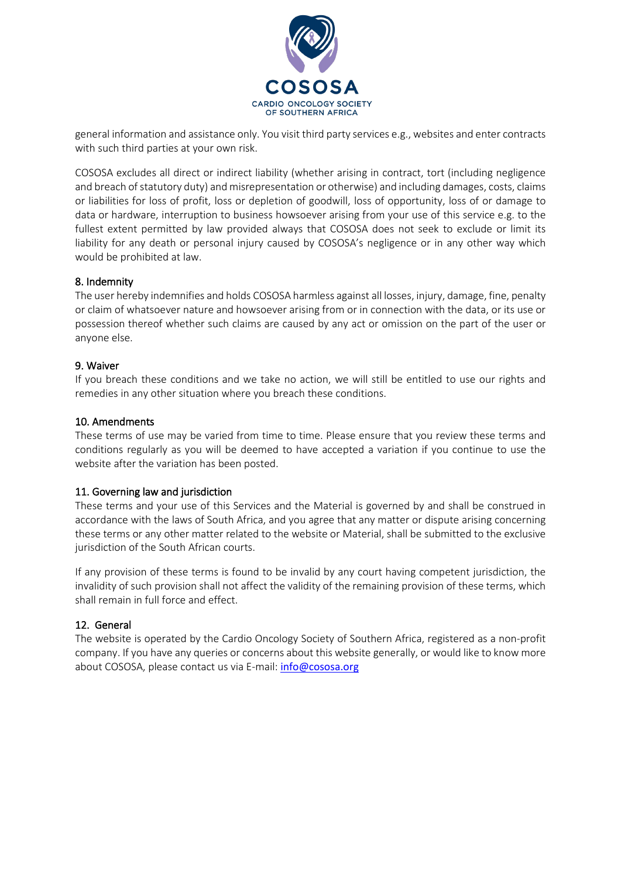general information and assistance only. You visit third party services e.g., websites and enter contracts with such third parties at your own risk.

COSOSA excludes all direct or indirect liability (whether arising in contract, tort (including negligence and breach of statutory duty) and misrepresentation or otherwise) and including damages, costs, claims or liabilities for loss of profit, loss or depletion of goodwill, loss of opportunity, loss of or damage to data or hardware, interruption to business howsoever arising from your use of this service e.g. to the fullest extent permitted by law provided always that COSOSA does not seek to exclude or limit its liability for any death or personal injury caused by COSOSA's negligence or in any other way which would be prohibited at law.

## 8. Indemnity

The user hereby indemnifies and holds COSOSA harmless against all losses, injury, damage, fine, penalty or claim of whatsoever nature and howsoever arising from or in connection with the data, or its use or possession thereof whether such claims are caused by any act or omission on the part of the user or anyone else.

## 9. Waiver

If you breach these conditions and we take no action, we will still be entitled to use our rights and remedies in any other situation where you breach these conditions.

## 10. Amendments

These terms of use may be varied from time to time. Please ensure that you review these terms and conditions regularly as you will be deemed to have accepted a variation if you continue to use the website after the variation has been posted.

## 11. Governing law and jurisdiction

These terms and your use of this Services and the Material is governed by and shall be construed in accordance with the laws of South Africa, and you agree that any matter or dispute arising concerning these terms or any other matter related to the website or Material, shall be submitted to the exclusive jurisdiction of the South African courts.

If any provision of these terms is found to be invalid by any court having competent jurisdiction, the invalidity of such provision shall not affect the validity of the remaining provision of these terms, which shall remain in full force and effect.

## 12. General

The website is operated by the Cardio Oncology Society of Southern Africa, registered as a non-profit company. If you have any queries or concerns about this website generally, or would like to know more about COSOSA, please contact us via E-mail: [info@cososa.org](mailto:info@cososa.org)